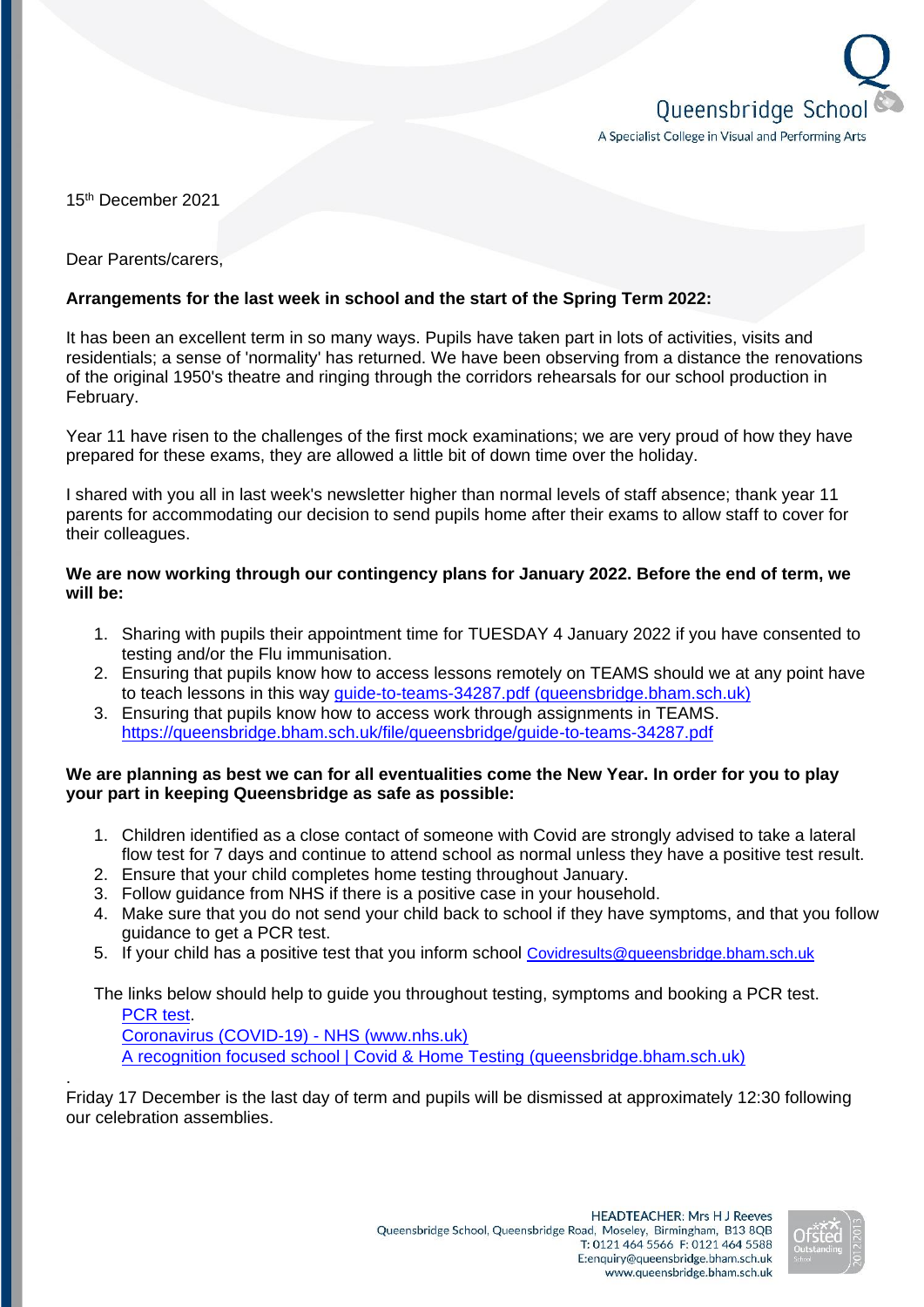Queensbridge School

A Specialist College in Visual and Performing Arts

15th December 2021

Dear Parents/carers,

**Arrangements for the last week in school and the start of the Spring Term 2022:**

It has been an excellent term in so many ways. Pupils have taken part in lots of activities, visits and residentials; a sense of 'normality' has returned. We have been observing from a distance the renovations of the original 1950's theatre and ringing through the corridors rehearsals for our school production in February.

Year 11 have risen to the challenges of the first mock examinations; we are very proud of how they have prepared for these exams, they are allowed a little bit of down time over the holiday.

I shared with you all in last week's newsletter higher than normal levels of staff absence; thank year 11 parents for accommodating our decision to send pupils home after their exams to allow staff to cover for their colleagues.

**We are now working through our contingency plans for January 2022. Before the end of term, we will be:**

1. Sharing with pupils their appointment time for TUESDAY 4 January 2022 if you have consented to testing and/or the Flu immunisation.
2. Ensuring that pupils know how to access lessons remotely on TEAMS should we at any point have to teach lessons in this way [guide-to-teams-34287.pdf (queensbridge.bham.sch.uk)](https://queensbridge.bham.sch.uk/file/queensbridge/guide-to-teams-34287.pdf)
3. Ensuring that pupils know how to access work through assignments in TEAMS. https://queensbridge.bham.sch.uk/file/queensbridge/guide-to-teams-34287.pdf

**We are planning as best we can for all eventualities come the New Year. In order for you to play your part in keeping Queensbridge as safe as possible:**

1. Children identified as a close contact of someone with Covid are strongly advised to take a lateral flow test for 7 days and continue to attend school as normal unless they have a positive test result.
2. Ensure that your child completes home testing throughout January.
3. Follow guidance from NHS if there is a positive case in your household.
4. Make sure that you do not send your child back to school if they have symptoms, and that you follow guidance to get a PCR test.
5. If your child has a positive test that you inform school Covidresults@queensbridge.bham.sch.uk

The links below should help to guide you throughout testing, symptoms and booking a PCR test.

PCR test.
Coronavirus (COVID-19) - NHS (www.nhs.uk)
A recognition focused school | Covid & Home Testing (queensbridge.bham.sch.uk)

.

Friday 17 December is the last day of term and pupils will be dismissed at approximately 12:30 following our celebration assemblies.

HEADTEACHER: Mrs H J Reeves
Queensbridge School, Queensbridge Road, Moseley, Birmingham, B13 8QB
T: 0121 464 5566 F: 0121 464 5588
E:enquiry@queensbridge.bham.sch.uk
www.queensbridge.bham.sch.uk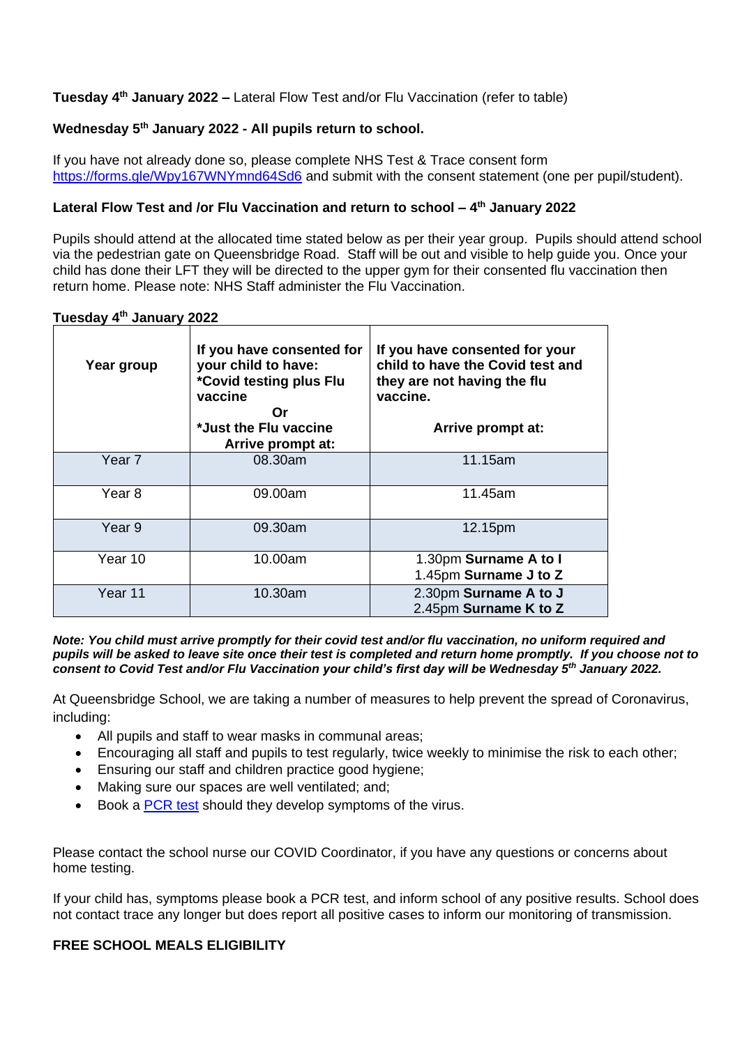**Tuesday 4th January 2022 –** Lateral Flow Test and/or Flu Vaccination (refer to table)

**Wednesday 5th January 2022 - All pupils return to school.**

If you have not already done so, please complete NHS Test & Trace consent form [https://forms.gle/Wpy167WNYmnd64Sd6](https://forms.gle/Wpy167WNYmnd64Sd6) and submit with the consent statement (one per pupil/student).

**Lateral Flow Test and /or Flu Vaccination and return to school – 4th January 2022**

Pupils should attend at the allocated time stated below as per their year group. Pupils should attend school via the pedestrian gate on Queensbridge Road. Staff will be out and visible to help guide you. Once your child has done their LFT they will be directed to the upper gym for their consented flu vaccination then return home. Please note: NHS Staff administer the Flu Vaccination.

**Tuesday 4th January 2022**

| **Year group** | **If you have consented for your child to have: *Covid testing plus Flu vaccine Or *Just the Flu vaccine Arrive prompt at:** | **If you have consented for your child to have the Covid test and they are not having the flu vaccine. Arrive prompt at:** |
|---|---|---|
| Year 7 | 08.30am | 11.15am |
| Year 8 | 09.00am | 11.45am |
| Year 9 | 09.30am | 12.15pm |
| Year 10 | 10.00am | 1.30pm **Surname A to I** 1.45pm **Surname J to Z** |
| Year 11 | 10.30am | 2.30pm **Surname A to J** 2.45pm **Surname K to Z** |

***Note: You child must arrive promptly for their covid test and/or flu vaccination, no uniform required and pupils will be asked to leave site once their test is completed and return home promptly. If you choose not to consent to Covid Test and/or Flu Vaccination your child's first day will be Wednesday 5th January 2022.***

At Queensbridge School, we are taking a number of measures to help prevent the spread of Coronavirus, including:

- All pupils and staff to wear masks in communal areas;
- Encouraging all staff and pupils to test regularly, twice weekly to minimise the risk to each other;
- Ensuring our staff and children practice good hygiene;
- Making sure our spaces are well ventilated; and;
- Book a [PCR test](#) should they develop symptoms of the virus.

Please contact the school nurse our COVID Coordinator, if you have any questions or concerns about home testing.

If your child has, symptoms please book a PCR test, and inform school of any positive results. School does not contact trace any longer but does report all positive cases to inform our monitoring of transmission.

**FREE SCHOOL MEALS ELIGIBILITY**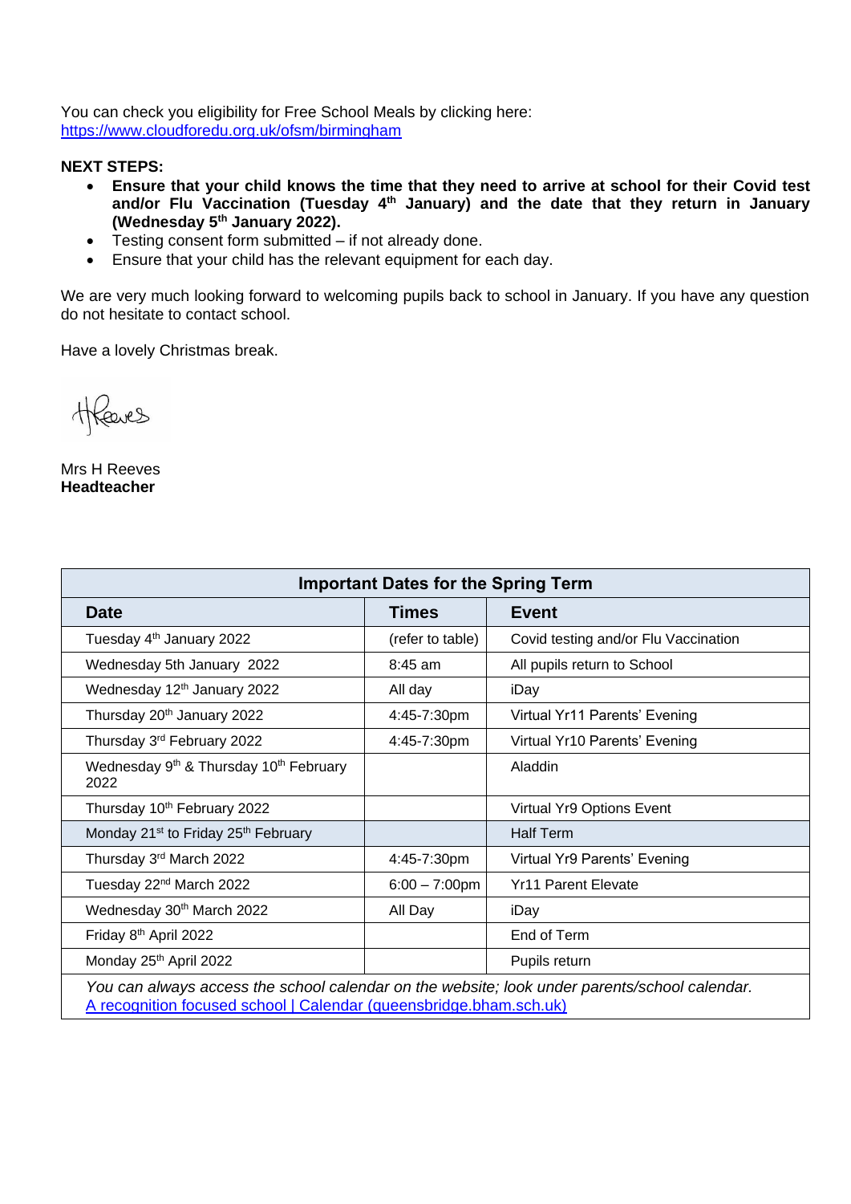You can check you eligibility for Free School Meals by clicking here:
https://www.cloudforedu.org.uk/ofsm/birmingham

**NEXT STEPS:**

- **Ensure that your child knows the time that they need to arrive at school for their Covid test and/or Flu Vaccination (Tuesday 4th January) and the date that they return in January (Wednesday 5th January 2022).**
- Testing consent form submitted – if not already done.
- Ensure that your child has the relevant equipment for each day.

We are very much looking forward to welcoming pupils back to school in January. If you have any question do not hesitate to contact school.

Have a lovely Christmas break.

HReeves

Mrs H Reeves
**Headteacher**

| **Important Dates for the Spring Term** | | |
|---|---|---|
| **Date** | **Times** | **Event** |
| Tuesday 4th January 2022 | (refer to table) | Covid testing and/or Flu Vaccination |
| Wednesday 5th January 2022 | 8:45 am | All pupils return to School |
| Wednesday 12th January 2022 | All day | iDay |
| Thursday 20th January 2022 | 4:45-7:30pm | Virtual Yr11 Parents' Evening |
| Thursday 3rd February 2022 | 4:45-7:30pm | Virtual Yr10 Parents' Evening |
| Wednesday 9th & Thursday 10th February 2022 | | Aladdin |
| Thursday 10th February 2022 | | Virtual Yr9 Options Event |
| Monday 21st to Friday 25th February | | Half Term |
| Thursday 3rd March 2022 | 4:45-7:30pm | Virtual Yr9 Parents' Evening |
| Tuesday 22nd March 2022 | 6:00 – 7:00pm | Yr11 Parent Elevate |
| Wednesday 30th March 2022 | All Day | iDay |
| Friday 8th April 2022 | | End of Term |
| Monday 25th April 2022 | | Pupils return |
| *You can always access the school calendar on the website; look under parents/school calendar.* A recognition focused school \| Calendar (queensbridge.bham.sch.uk) | | |